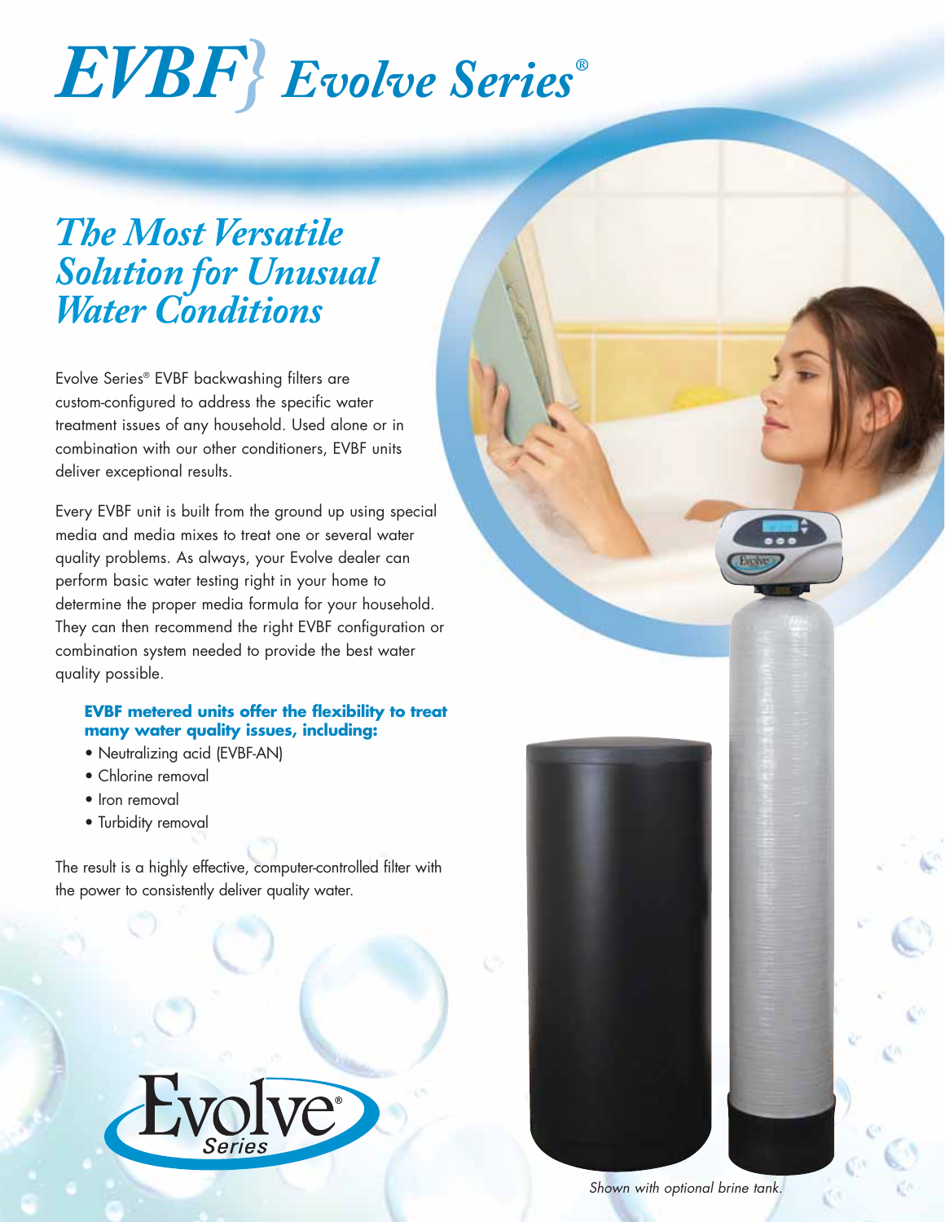# EVBF} *Evolve Series*®

## *The Most Versatile Solution for Unusual Water Conditions*

Evolve Series® EVBF backwashing filters are custom-configured to address the specific water treatment issues of any household. Used alone or in combination with our other conditioners, EVBF units deliver exceptional results.

Every EVBF unit is built from the ground up using special media and media mixes to treat one or several water quality problems. As always, your Evolve dealer can perform basic water testing right in your home to determine the proper media formula for your household. They can then recommend the right EVBF configuration or combination system needed to provide the best water quality possible.

**EVBF metered units offer the flexibility to treat many water quality issues, including:**

- Neutralizing acid (EVBF-AN)
- Chlorine removal
- Iron removal
- Turbidity removal

The result is a highly effective, computer-controlled filter with the power to consistently deliver quality water.

Evolve® Series

*Shown with optional brine tank.*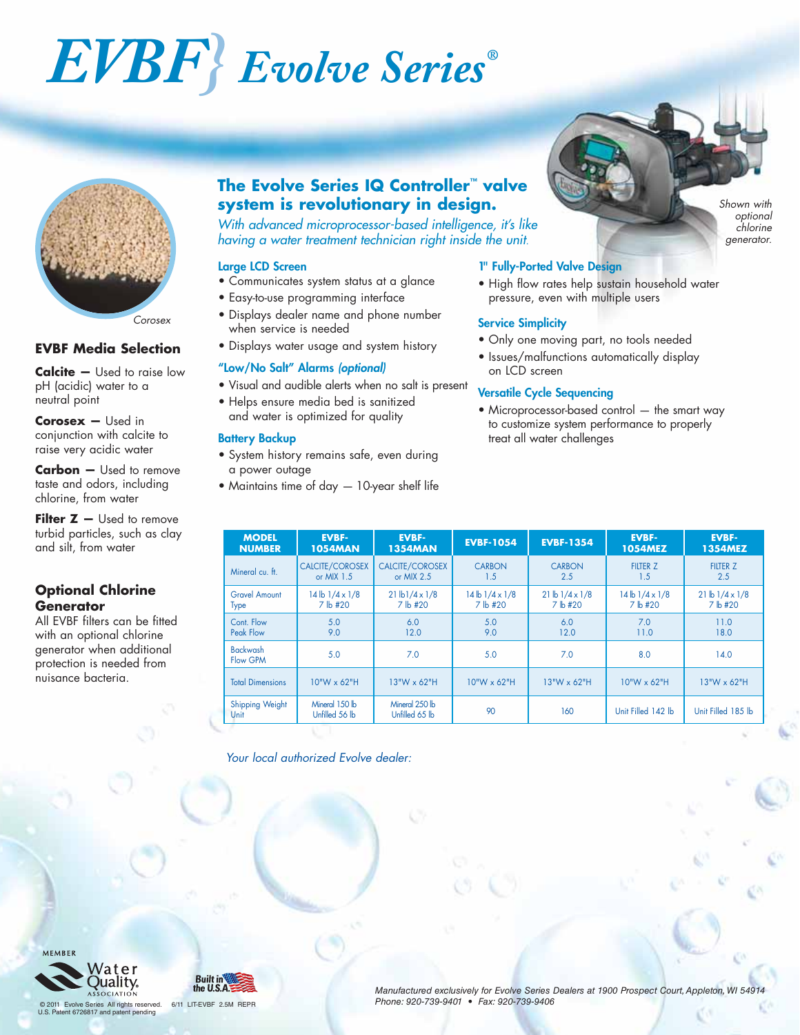# EVBF} Evolve Series®

Corosex

### EVBF Media Selection

**Calcite —** Used to raise low pH (acidic) water to a neutral point

**Corosex —** Used in conjunction with calcite to raise very acidic water

**Carbon —** Used to remove taste and odors, including chlorine, from water

**Filter Z —** Used to remove turbid particles, such as clay and silt, from water

### Optional Chlorine Generator

All EVBF filters can be fitted with an optional chlorine generator when additional protection is needed from nuisance bacteria.

## The Evolve Series IQ Controller™ valve system is revolutionary in design.

*With advanced microprocessor-based intelligence, it's like having a water treatment technician right inside the unit.*

*Shown with optional chlorine generator.*

#### Large LCD Screen

- Communicates system status at a glance
- Easy-to-use programming interface
- Displays dealer name and phone number when service is needed
- Displays water usage and system history

#### "Low/No Salt" Alarms *(optional)*

- Visual and audible alerts when no salt is present
- Helps ensure media bed is sanitized and water is optimized for quality

#### Battery Backup

- System history remains safe, even during a power outage
- Maintains time of day — 10-year shelf life

#### 1" Fully-Ported Valve Design

- High flow rates help sustain household water pressure, even with multiple users

#### Service Simplicity

- Only one moving part, no tools needed
- Issues/malfunctions automatically display on LCD screen

#### Versatile Cycle Sequencing

- Microprocessor-based control — the smart way to customize system performance to properly treat all water challenges

| MODEL NUMBER | EVBF-1054MAN | EVBF-1354MAN | EVBF-1054 | EVBF-1354 | EVBF-1054MEZ | EVBF-1354MEZ |
|---|---|---|---|---|---|---|
| Mineral cu. ft. | CALCITE/COROSEX or MIX 1.5 | CALCITE/COROSEX or MIX 2.5 | CARBON 1.5 | CARBON 2.5 | FILTER Z 1.5 | FILTER Z 2.5 |
| Gravel Amount Type | 14 lb 1/4 x 1/8 7 lb #20 | 21 lb1/4 x 1/8 7 lb #20 | 14 lb 1/4 x 1/8 7 lb #20 | 21 lb 1/4 x 1/8 7 lb #20 | 14 lb 1/4 x 1/8 7 lb #20 | 21 lb 1/4 x 1/8 7 lb #20 |
| Cont. Flow Peak Flow | 5.0 9.0 | 6.0 12.0 | 5.0 9.0 | 6.0 12.0 | 7.0 11.0 | 11.0 18.0 |
| Backwash Flow GPM | 5.0 | 7.0 | 5.0 | 7.0 | 8.0 | 14.0 |
| Total Dimensions | 10"W x 62"H | 13"W x 62"H | 10"W x 62"H | 13"W x 62"H | 10"W x 62"H | 13"W x 62"H |
| Shipping Weight Unit | Mineral 150 lb Unfilled 56 lb | Mineral 250 lb Unfilled 65 lb | 90 | 160 | Unit Filled 142 lb | Unit Filled 185 lb |

*Your local authorized Evolve dealer:*

MEMBER Water Quality Association

Built in the U.S.A.

© 2011 Evolve Series All rights reserved. U.S. Patent 6726817 and patent pending    6/11 LIT-EVBF 2.5M REPR

*Manufactured exclusively for Evolve Series Dealers at 1900 Prospect Court, Appleton, WI 54914*
*Phone: 920-739-9401 • Fax: 920-739-9406*